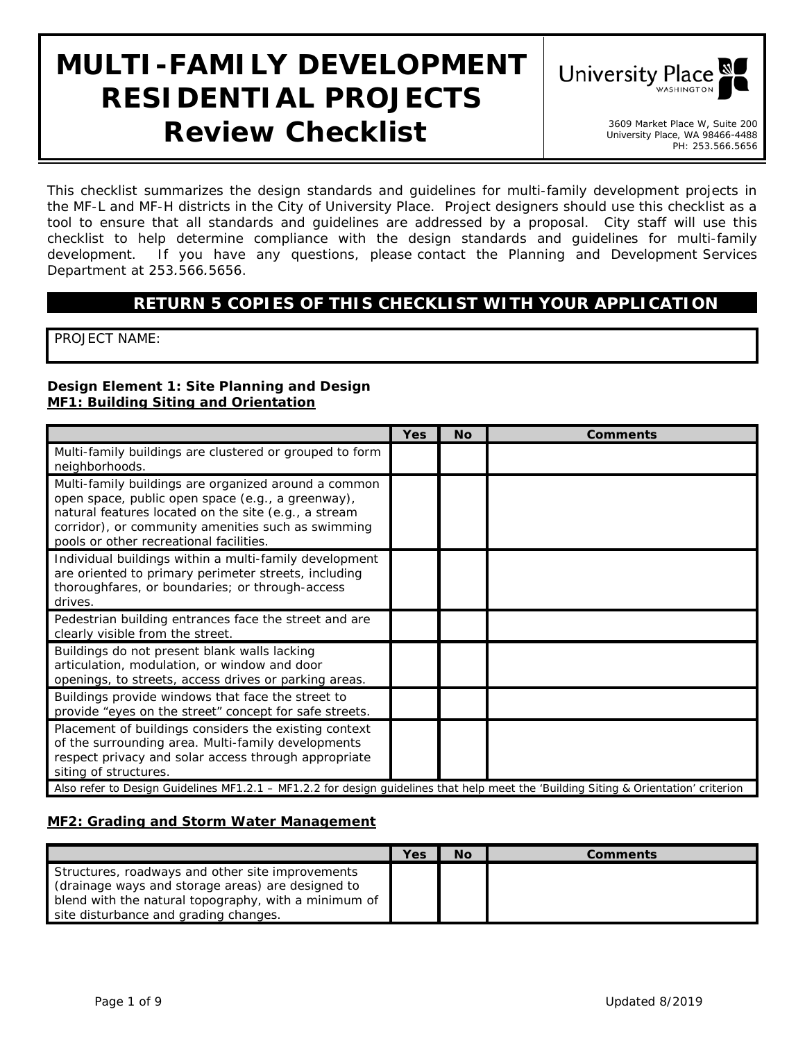# MULTI-FAMILY DEVELOPMENT RESIDENTIAL PROJECTS Review Checklist

University Place WASHINGTON

3609 Market Place W, Suite 200
University Place, WA 98466-4488
PH: 253.566.5656

This checklist summarizes the design standards and guidelines for multi-family development projects in the MF-L and MF-H districts in the City of University Place. Project designers should use this checklist as a tool to ensure that all standards and guidelines are addressed by a proposal. City staff will use this checklist to help determine compliance with the design standards and guidelines for multi-family development. If you have any questions, please contact the Planning and Development Services Department at 253.566.5656.

**RETURN 5 COPIES OF THIS CHECKLIST WITH YOUR APPLICATION**

PROJECT NAME:

**Design Element 1: Site Planning and Design**

**MF1: Building Siting and Orientation**

| | Yes | No | Comments |
|---|---|---|---|
| Multi-family buildings are clustered or grouped to form neighborhoods. | | | |
| Multi-family buildings are organized around a common open space, public open space (e.g., a greenway), natural features located on the site (e.g., a stream corridor), or community amenities such as swimming pools or other recreational facilities. | | | |
| Individual buildings within a multi-family development are oriented to primary perimeter streets, including thoroughfares, or boundaries; or through-access drives. | | | |
| Pedestrian building entrances face the street and are clearly visible from the street. | | | |
| Buildings do not present blank walls lacking articulation, modulation, or window and door openings, to streets, access drives or parking areas. | | | |
| Buildings provide windows that face the street to provide "eyes on the street" concept for safe streets. | | | |
| Placement of buildings considers the existing context of the surrounding area. Multi-family developments respect privacy and solar access through appropriate siting of structures. | | | |
| Also refer to Design Guidelines MF1.2.1 – MF1.2.2 for design guidelines that help meet the 'Building Siting & Orientation' criterion | | | |

**MF2: Grading and Storm Water Management**

| | Yes | No | Comments |
|---|---|---|---|
| Structures, roadways and other site improvements (drainage ways and storage areas) are designed to blend with the natural topography, with a minimum of site disturbance and grading changes. | | | |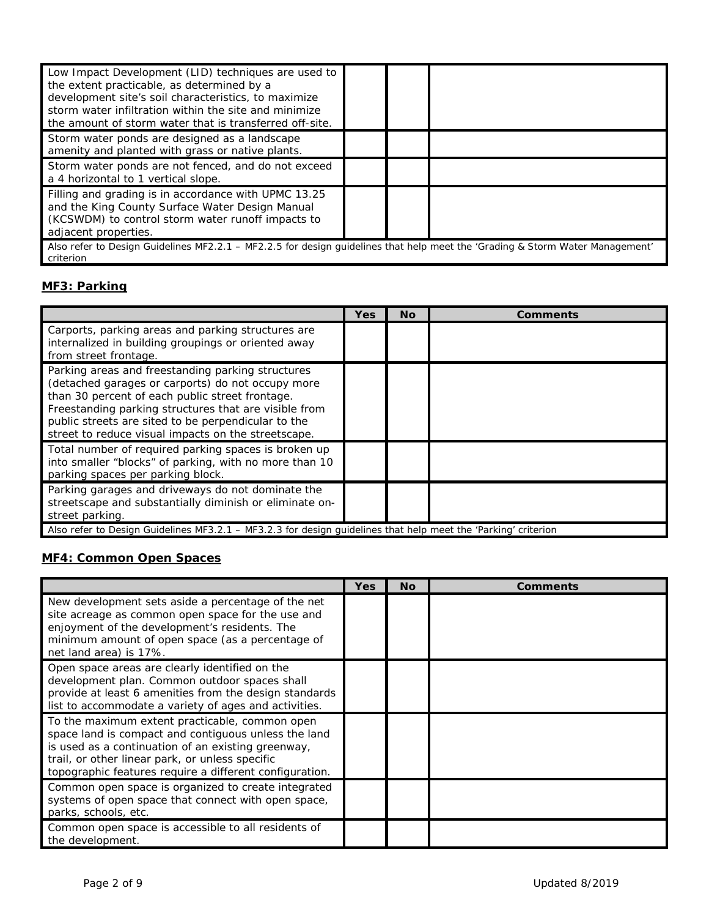| | Yes | No | Comments |
|---|---|---|---|
| Low Impact Development (LID) techniques are used to the extent practicable, as determined by a development site's soil characteristics, to maximize storm water infiltration within the site and minimize the amount of storm water that is transferred off-site. | | | |
| Storm water ponds are designed as a landscape amenity and planted with grass or native plants. | | | |
| Storm water ponds are not fenced, and do not exceed a 4 horizontal to 1 vertical slope. | | | |
| Filling and grading is in accordance with UPMC 13.25 and the King County Surface Water Design Manual (KCSWDM) to control storm water runoff impacts to adjacent properties. | | | |
| Also refer to Design Guidelines MF2.2.1 – MF2.2.5 for design guidelines that help meet the 'Grading & Storm Water Management' criterion | | | |

## MF3: Parking

| | Yes | No | Comments |
|---|---|---|---|
| Carports, parking areas and parking structures are internalized in building groupings or oriented away from street frontage. | | | |
| Parking areas and freestanding parking structures (detached garages or carports) do not occupy more than 30 percent of each public street frontage. Freestanding parking structures that are visible from public streets are sited to be perpendicular to the street to reduce visual impacts on the streetscape. | | | |
| Total number of required parking spaces is broken up into smaller "blocks" of parking, with no more than 10 parking spaces per parking block. | | | |
| Parking garages and driveways do not dominate the streetscape and substantially diminish or eliminate on-street parking. | | | |
| Also refer to Design Guidelines MF3.2.1 – MF3.2.3 for design guidelines that help meet the 'Parking' criterion | | | |

## MF4: Common Open Spaces

| | Yes | No | Comments |
|---|---|---|---|
| New development sets aside a percentage of the net site acreage as common open space for the use and enjoyment of the development's residents. The minimum amount of open space (as a percentage of net land area) is 17%. | | | |
| Open space areas are clearly identified on the development plan. Common outdoor spaces shall provide at least 6 amenities from the design standards list to accommodate a variety of ages and activities. | | | |
| To the maximum extent practicable, common open space land is compact and contiguous unless the land is used as a continuation of an existing greenway, trail, or other linear park, or unless specific topographic features require a different configuration. | | | |
| Common open space is organized to create integrated systems of open space that connect with open space, parks, schools, etc. | | | |
| Common open space is accessible to all residents of the development. | | | |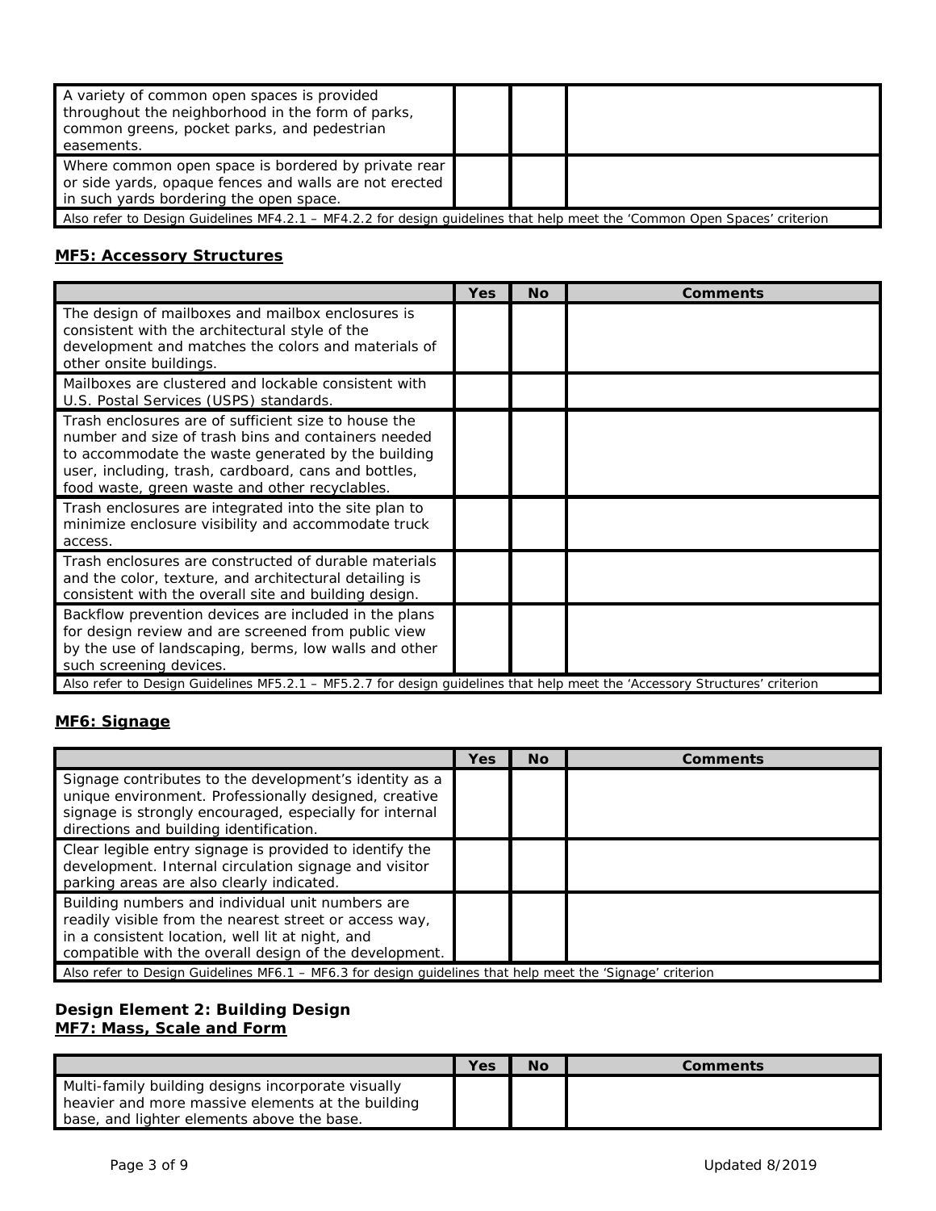| | Yes | No | Comments |
|---|---|---|---|
| A variety of common open spaces is provided throughout the neighborhood in the form of parks, common greens, pocket parks, and pedestrian easements. | | | |
| Where common open space is bordered by private rear or side yards, opaque fences and walls are not erected in such yards bordering the open space. | | | |
| Also refer to Design Guidelines MF4.2.1 – MF4.2.2 for design guidelines that help meet the ‘Common Open Spaces’ criterion | | | |

### MF5: Accessory Structures

| | Yes | No | Comments |
|---|---|---|---|
| The design of mailboxes and mailbox enclosures is consistent with the architectural style of the development and matches the colors and materials of other onsite buildings. | | | |
| Mailboxes are clustered and lockable consistent with U.S. Postal Services (USPS) standards. | | | |
| Trash enclosures are of sufficient size to house the number and size of trash bins and containers needed to accommodate the waste generated by the building user, including, trash, cardboard, cans and bottles, food waste, green waste and other recyclables. | | | |
| Trash enclosures are integrated into the site plan to minimize enclosure visibility and accommodate truck access. | | | |
| Trash enclosures are constructed of durable materials and the color, texture, and architectural detailing is consistent with the overall site and building design. | | | |
| Backflow prevention devices are included in the plans for design review and are screened from public view by the use of landscaping, berms, low walls and other such screening devices. | | | |
| Also refer to Design Guidelines MF5.2.1 – MF5.2.7 for design guidelines that help meet the ‘Accessory Structures’ criterion | | | |

### MF6: Signage

| | Yes | No | Comments |
|---|---|---|---|
| Signage contributes to the development’s identity as a unique environment. Professionally designed, creative signage is strongly encouraged, especially for internal directions and building identification. | | | |
| Clear legible entry signage is provided to identify the development. Internal circulation signage and visitor parking areas are also clearly indicated. | | | |
| Building numbers and individual unit numbers are readily visible from the nearest street or access way, in a consistent location, well lit at night, and compatible with the overall design of the development. | | | |
| Also refer to Design Guidelines MF6.1 – MF6.3 for design guidelines that help meet the ‘Signage’ criterion | | | |

## Design Element 2: Building Design

### MF7: Mass, Scale and Form

| | Yes | No | Comments |
|---|---|---|---|
| Multi-family building designs incorporate visually heavier and more massive elements at the building base, and lighter elements above the base. | | | |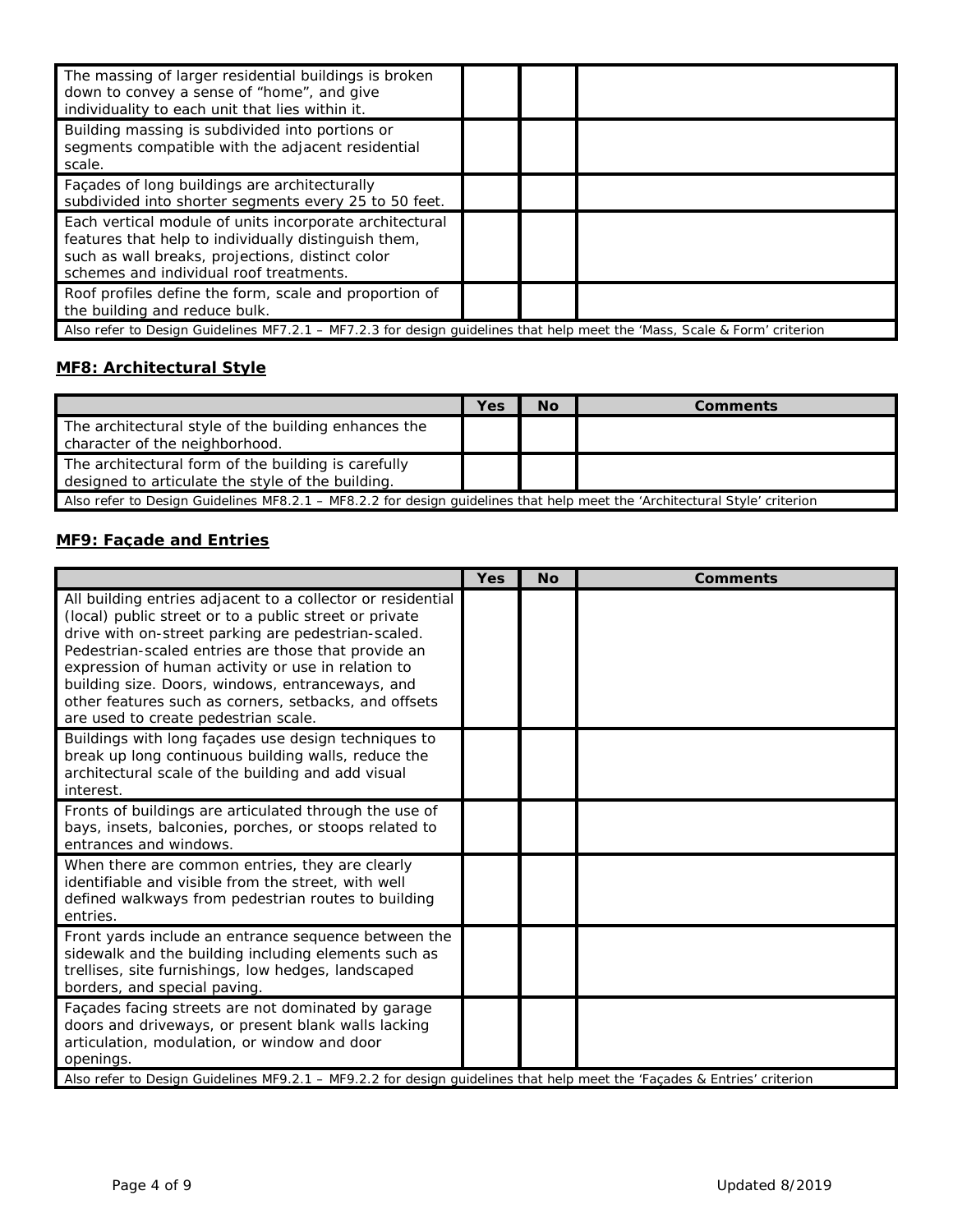| | | | |
|---|---|---|---|
| The massing of larger residential buildings is broken down to convey a sense of "home", and give individuality to each unit that lies within it. | | | |
| Building massing is subdivided into portions or segments compatible with the adjacent residential scale. | | | |
| Façades of long buildings are architecturally subdivided into shorter segments every 25 to 50 feet. | | | |
| Each vertical module of units incorporate architectural features that help to individually distinguish them, such as wall breaks, projections, distinct color schemes and individual roof treatments. | | | |
| Roof profiles define the form, scale and proportion of the building and reduce bulk. | | | |
| *Also refer to Design Guidelines MF7.2.1 – MF7.2.3 for design guidelines that help meet the 'Mass, Scale & Form' criterion* | | | |

## MF8: Architectural Style

| | Yes | No | Comments |
|---|---|---|---|
| The architectural style of the building enhances the character of the neighborhood. | | | |
| The architectural form of the building is carefully designed to articulate the style of the building. | | | |
| *Also refer to Design Guidelines MF8.2.1 – MF8.2.2 for design guidelines that help meet the 'Architectural Style' criterion* | | | |

## MF9: Façade and Entries

| | Yes | No | Comments |
|---|---|---|---|
| All building entries adjacent to a collector or residential (local) public street or to a public street or private drive with on-street parking are pedestrian-scaled. Pedestrian-scaled entries are those that provide an expression of human activity or use in relation to building size. Doors, windows, entranceways, and other features such as corners, setbacks, and offsets are used to create pedestrian scale. | | | |
| Buildings with long façades use design techniques to break up long continuous building walls, reduce the architectural scale of the building and add visual interest. | | | |
| Fronts of buildings are articulated through the use of bays, insets, balconies, porches, or stoops related to entrances and windows. | | | |
| When there are common entries, they are clearly identifiable and visible from the street, with well defined walkways from pedestrian routes to building entries. | | | |
| Front yards include an entrance sequence between the sidewalk and the building including elements such as trellises, site furnishings, low hedges, landscaped borders, and special paving. | | | |
| Façades facing streets are not dominated by garage doors and driveways, or present blank walls lacking articulation, modulation, or window and door openings. | | | |
| *Also refer to Design Guidelines MF9.2.1 – MF9.2.2 for design guidelines that help meet the 'Façades & Entries' criterion* | | | |

Updated 8/2019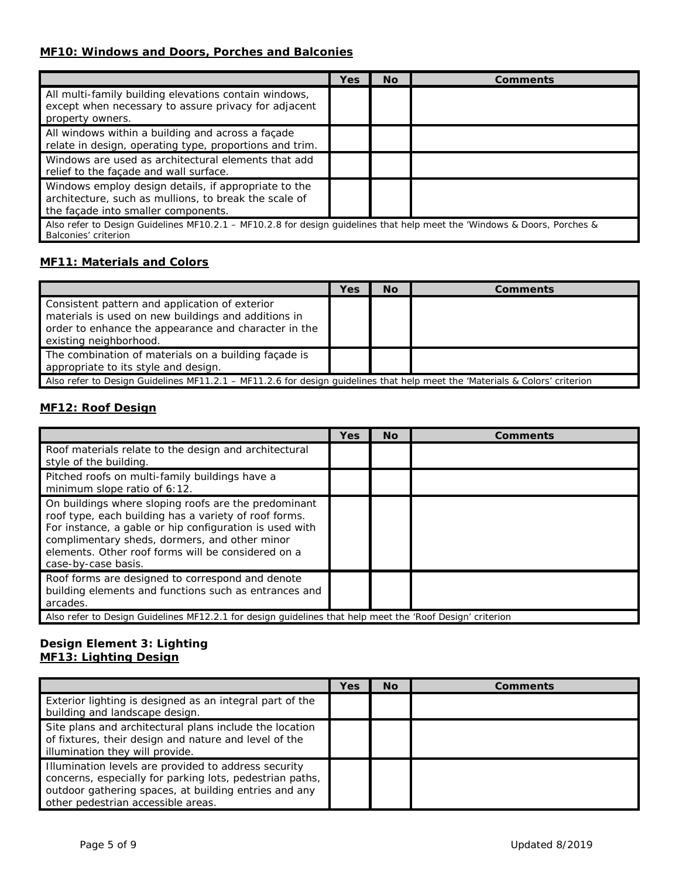### MF10: Windows and Doors, Porches and Balconies

| | Yes | No | Comments |
|---|---|---|---|
| All multi-family building elevations contain windows, except when necessary to assure privacy for adjacent property owners. | | | |
| All windows within a building and across a façade relate in design, operating type, proportions and trim. | | | |
| Windows are used as architectural elements that add relief to the façade and wall surface. | | | |
| Windows employ design details, if appropriate to the architecture, such as mullions, to break the scale of the façade into smaller components. | | | |
| Also refer to Design Guidelines MF10.2.1 – MF10.2.8 for design guidelines that help meet the 'Windows & Doors, Porches & Balconies' criterion | | | |

### MF11: Materials and Colors

| | Yes | No | Comments |
|---|---|---|---|
| Consistent pattern and application of exterior materials is used on new buildings and additions in order to enhance the appearance and character in the existing neighborhood. | | | |
| The combination of materials on a building façade is appropriate to its style and design. | | | |
| Also refer to Design Guidelines MF11.2.1 – MF11.2.6 for design guidelines that help meet the 'Materials & Colors' criterion | | | |

### MF12: Roof Design

| | Yes | No | Comments |
|---|---|---|---|
| Roof materials relate to the design and architectural style of the building. | | | |
| Pitched roofs on multi-family buildings have a minimum slope ratio of 6:12. | | | |
| On buildings where sloping roofs are the predominant roof type, each building has a variety of roof forms. For instance, a gable or hip configuration is used with complimentary sheds, dormers, and other minor elements. Other roof forms will be considered on a case-by-case basis. | | | |
| Roof forms are designed to correspond and denote building elements and functions such as entrances and arcades. | | | |
| Also refer to Design Guidelines MF12.2.1 for design guidelines that help meet the 'Roof Design' criterion | | | |

### Design Element 3: Lighting
### MF13: Lighting Design

| | Yes | No | Comments |
|---|---|---|---|
| Exterior lighting is designed as an integral part of the building and landscape design. | | | |
| Site plans and architectural plans include the location of fixtures, their design and nature and level of the illumination they will provide. | | | |
| Illumination levels are provided to address security concerns, especially for parking lots, pedestrian paths, outdoor gathering spaces, at building entries and any other pedestrian accessible areas. | | | |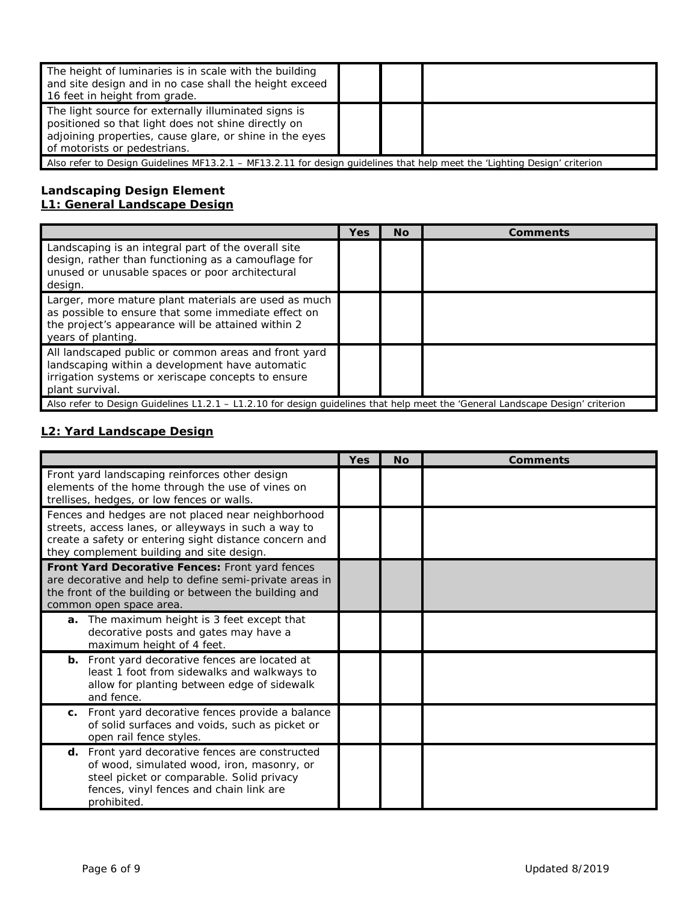| | | | |
|---|---|---|---|
| The height of luminaries is in scale with the building and site design and in no case shall the height exceed 16 feet in height from grade. | | | |
| The light source for externally illuminated signs is positioned so that light does not shine directly on adjoining properties, cause glare, or shine in the eyes of motorists or pedestrians. | | | |
| Also refer to Design Guidelines MF13.2.1 – MF13.2.11 for design guidelines that help meet the 'Lighting Design' criterion | | | |

**Landscaping Design Element**

**L1: General Landscape Design**

| | Yes | No | Comments |
|---|---|---|---|
| Landscaping is an integral part of the overall site design, rather than functioning as a camouflage for unused or unusable spaces or poor architectural design. | | | |
| Larger, more mature plant materials are used as much as possible to ensure that some immediate effect on the project's appearance will be attained within 2 years of planting. | | | |
| All landscaped public or common areas and front yard landscaping within a development have automatic irrigation systems or xeriscape concepts to ensure plant survival. | | | |
| Also refer to Design Guidelines L1.2.1 – L1.2.10 for design guidelines that help meet the 'General Landscape Design' criterion | | | |

**L2: Yard Landscape Design**

| | Yes | No | Comments |
|---|---|---|---|
| Front yard landscaping reinforces other design elements of the home through the use of vines on trellises, hedges, or low fences or walls. | | | |
| Fences and hedges are not placed near neighborhood streets, access lanes, or alleyways in such a way to create a safety or entering sight distance concern and they complement building and site design. | | | |
| **Front Yard Decorative Fences:** Front yard fences are decorative and help to define semi-private areas in the front of the building or between the building and common open space area. | | | |
| **a.** The maximum height is 3 feet except that decorative posts and gates may have a maximum height of 4 feet. | | | |
| **b.** Front yard decorative fences are located at least 1 foot from sidewalks and walkways to allow for planting between edge of sidewalk and fence. | | | |
| **c.** Front yard decorative fences provide a balance of solid surfaces and voids, such as picket or open rail fence styles. | | | |
| **d.** Front yard decorative fences are constructed of wood, simulated wood, iron, masonry, or steel picket or comparable. Solid privacy fences, vinyl fences and chain link are prohibited. | | | |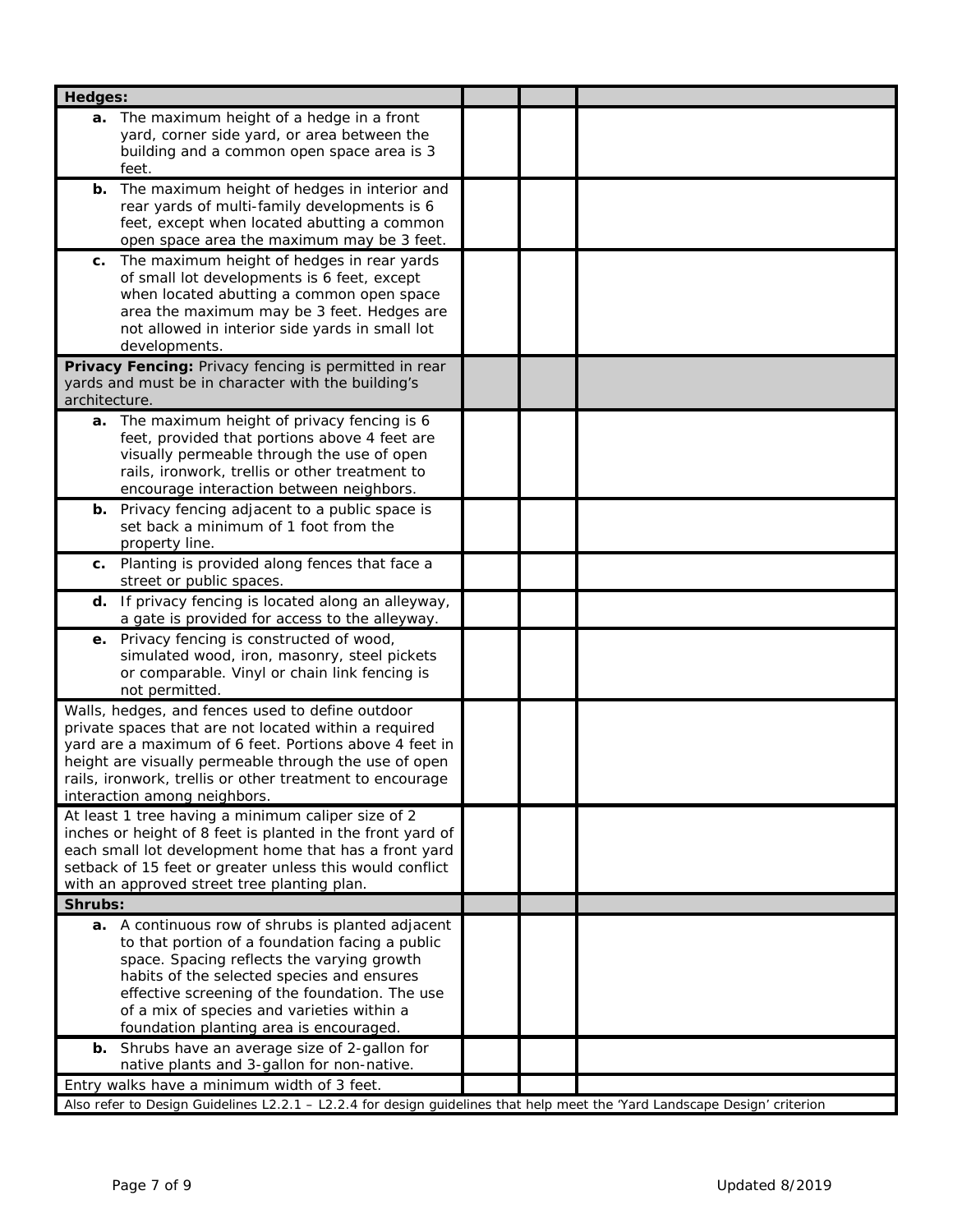| Hedges: | | | |
|---|---|---|---|
| **a.** The maximum height of a hedge in a front yard, corner side yard, or area between the building and a common open space area is 3 feet. | | | |
| **b.** The maximum height of hedges in interior and rear yards of multi-family developments is 6 feet, except when located abutting a common open space area the maximum may be 3 feet. | | | |
| **c.** The maximum height of hedges in rear yards of small lot developments is 6 feet, except when located abutting a common open space area the maximum may be 3 feet. Hedges are not allowed in interior side yards in small lot developments. | | | |
| **Privacy Fencing:** Privacy fencing is permitted in rear yards and must be in character with the building's architecture. | | | |
| **a.** The maximum height of privacy fencing is 6 feet, provided that portions above 4 feet are visually permeable through the use of open rails, ironwork, trellis or other treatment to encourage interaction between neighbors. | | | |
| **b.** Privacy fencing adjacent to a public space is set back a minimum of 1 foot from the property line. | | | |
| **c.** Planting is provided along fences that face a street or public spaces. | | | |
| **d.** If privacy fencing is located along an alleyway, a gate is provided for access to the alleyway. | | | |
| **e.** Privacy fencing is constructed of wood, simulated wood, iron, masonry, steel pickets or comparable. Vinyl or chain link fencing is not permitted. | | | |
| Walls, hedges, and fences used to define outdoor private spaces that are not located within a required yard are a maximum of 6 feet. Portions above 4 feet in height are visually permeable through the use of open rails, ironwork, trellis or other treatment to encourage interaction among neighbors. | | | |
| At least 1 tree having a minimum caliper size of 2 inches or height of 8 feet is planted in the front yard of each small lot development home that has a front yard setback of 15 feet or greater unless this would conflict with an approved street tree planting plan. | | | |
| **Shrubs:** | | | |
| **a.** A continuous row of shrubs is planted adjacent to that portion of a foundation facing a public space. Spacing reflects the varying growth habits of the selected species and ensures effective screening of the foundation. The use of a mix of species and varieties within a foundation planting area is encouraged. | | | |
| **b.** Shrubs have an average size of 2-gallon for native plants and 3-gallon for non-native. | | | |
| Entry walks have a minimum width of 3 feet. | | | |
| Also refer to Design Guidelines L2.2.1 – L2.2.4 for design guidelines that help meet the 'Yard Landscape Design' criterion | | | |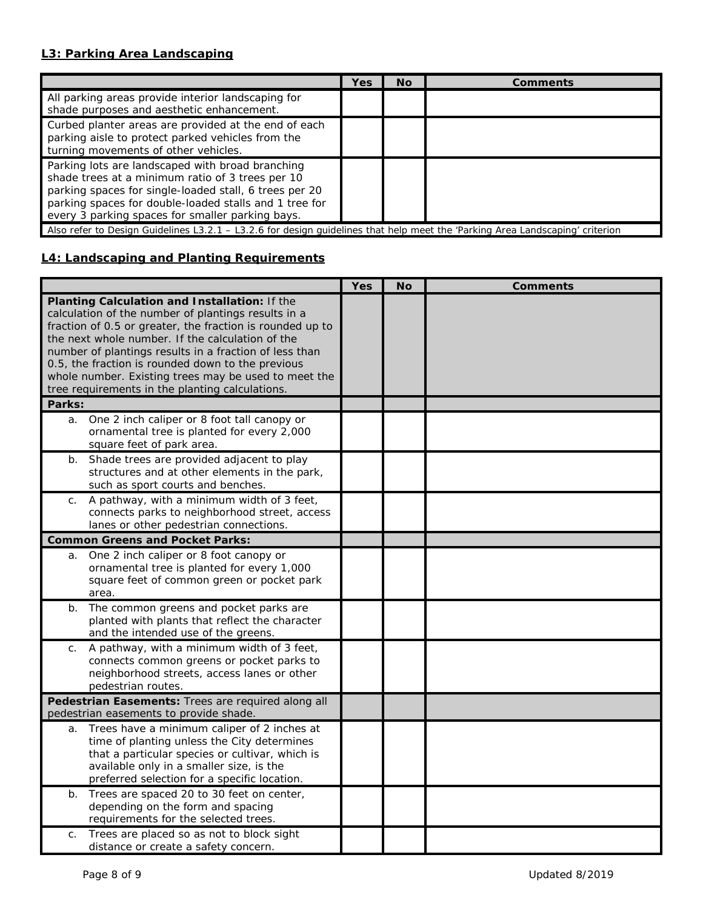### L3: Parking Area Landscaping

| | Yes | No | Comments |
|---|---|---|---|
| All parking areas provide interior landscaping for shade purposes and aesthetic enhancement. | | | |
| Curbed planter areas are provided at the end of each parking aisle to protect parked vehicles from the turning movements of other vehicles. | | | |
| Parking lots are landscaped with broad branching shade trees at a minimum ratio of 3 trees per 10 parking spaces for single-loaded stall, 6 trees per 20 parking spaces for double-loaded stalls and 1 tree for every 3 parking spaces for smaller parking bays. | | | |
| Also refer to Design Guidelines L3.2.1 – L3.2.6 for design guidelines that help meet the 'Parking Area Landscaping' criterion | | | |

### L4: Landscaping and Planting Requirements

| | Yes | No | Comments |
|---|---|---|---|
| **Planting Calculation and Installation:** If the calculation of the number of plantings results in a fraction of 0.5 or greater, the fraction is rounded up to the next whole number. If the calculation of the number of plantings results in a fraction of less than 0.5, the fraction is rounded down to the previous whole number. Existing trees may be used to meet the tree requirements in the planting calculations. | | | |
| **Parks:** | | | |
| a. One 2 inch caliper or 8 foot tall canopy or ornamental tree is planted for every 2,000 square feet of park area. | | | |
| b. Shade trees are provided adjacent to play structures and at other elements in the park, such as sport courts and benches. | | | |
| c. A pathway, with a minimum width of 3 feet, connects parks to neighborhood street, access lanes or other pedestrian connections. | | | |
| **Common Greens and Pocket Parks:** | | | |
| a. One 2 inch caliper or 8 foot canopy or ornamental tree is planted for every 1,000 square feet of common green or pocket park area. | | | |
| b. The common greens and pocket parks are planted with plants that reflect the character and the intended use of the greens. | | | |
| c. A pathway, with a minimum width of 3 feet, connects common greens or pocket parks to neighborhood streets, access lanes or other pedestrian routes. | | | |
| **Pedestrian Easements:** Trees are required along all pedestrian easements to provide shade. | | | |
| a. Trees have a minimum caliper of 2 inches at time of planting unless the City determines that a particular species or cultivar, which is available only in a smaller size, is the preferred selection for a specific location. | | | |
| b. Trees are spaced 20 to 30 feet on center, depending on the form and spacing requirements for the selected trees. | | | |
| c. Trees are placed so as not to block sight distance or create a safety concern. | | | |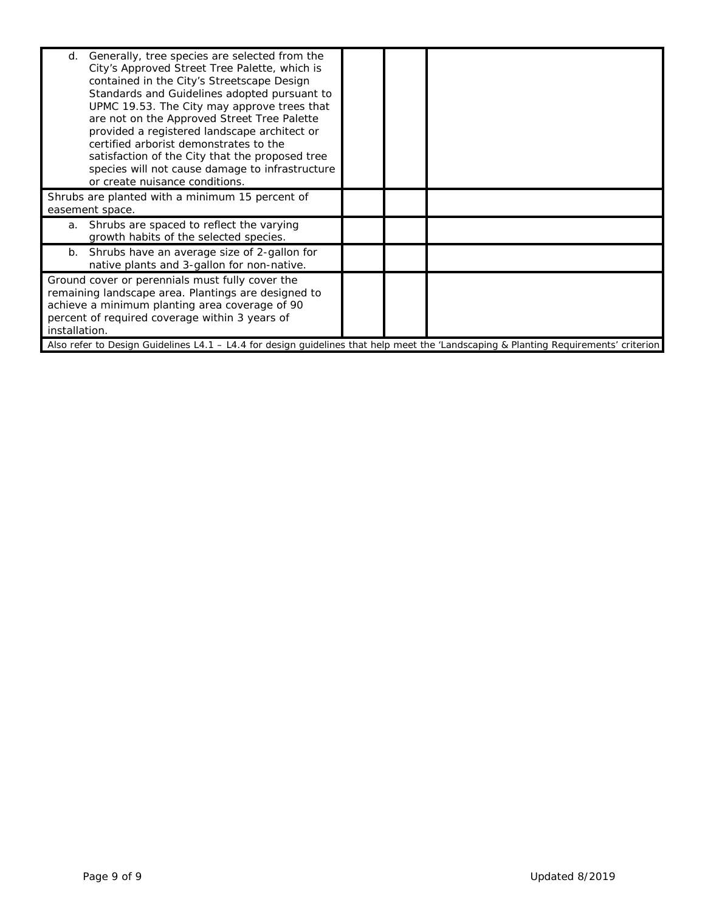| | | | |
|---|---|---|---|
| d. Generally, tree species are selected from the City's Approved Street Tree Palette, which is contained in the City's Streetscape Design Standards and Guidelines adopted pursuant to UPMC 19.53. The City may approve trees that are not on the Approved Street Tree Palette provided a registered landscape architect or certified arborist demonstrates to the satisfaction of the City that the proposed tree species will not cause damage to infrastructure or create nuisance conditions. | | | |
| Shrubs are planted with a minimum 15 percent of easement space. | | | |
| a. Shrubs are spaced to reflect the varying growth habits of the selected species. | | | |
| b. Shrubs have an average size of 2-gallon for native plants and 3-gallon for non-native. | | | |
| Ground cover or perennials must fully cover the remaining landscape area. Plantings are designed to achieve a minimum planting area coverage of 90 percent of required coverage within 3 years of installation. | | | |
| Also refer to Design Guidelines L4.1 – L4.4 for design guidelines that help meet the 'Landscaping & Planting Requirements' criterion | | | |

Updated 8/2019